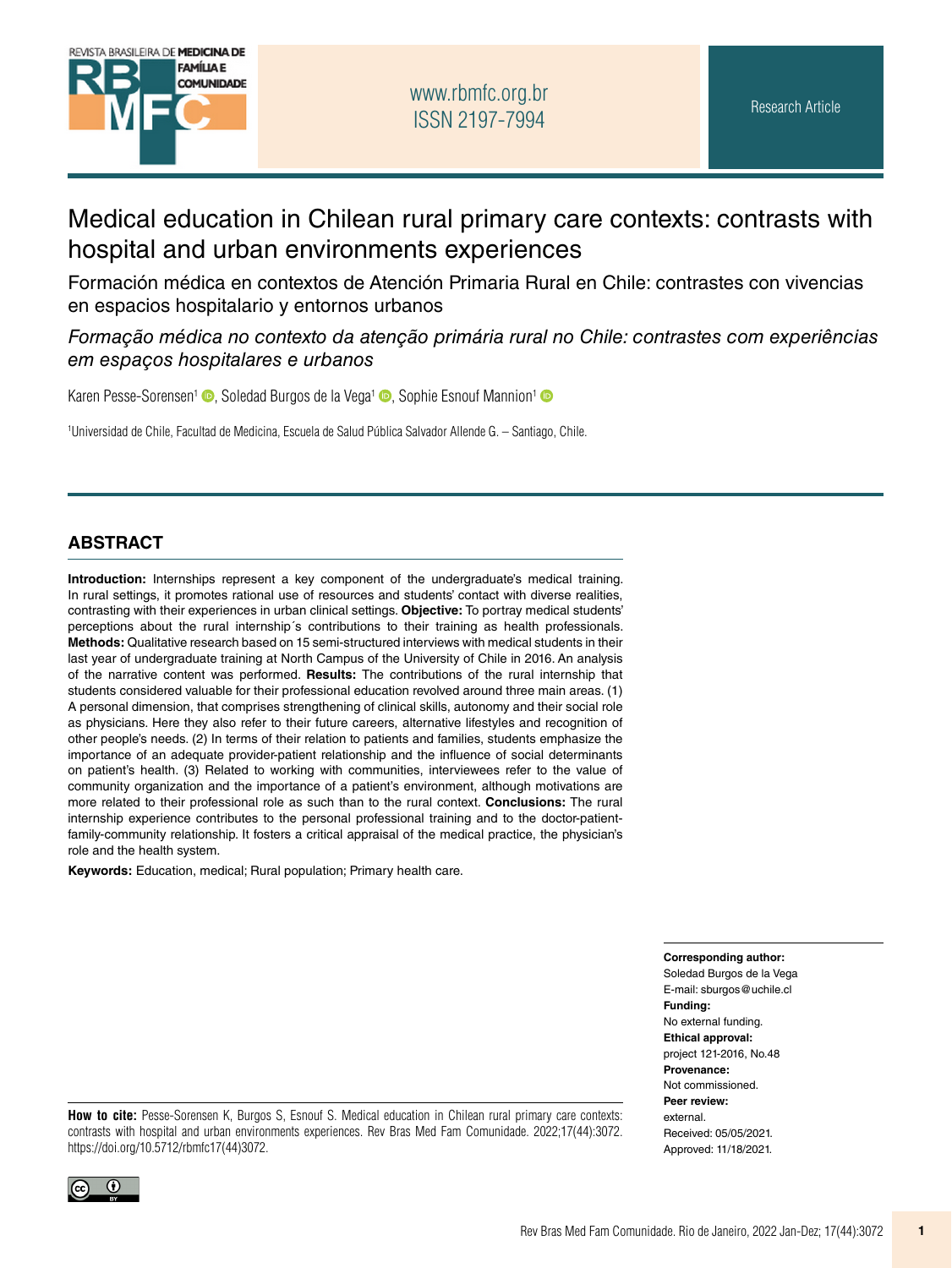Research Article

# Medical education in Chilean rural primary care contexts: contrasts with hospital and urban environments experiences

## Formación médica en contextos de Atención Primaria Rural en Chile: contrastes con vivencias en espacios hospitalario y entornos urbanos

## *Formação médica no contexto da atenção primária rural no Chile: contrastes com experiências em espaços hospitalares e urbanos*

Karen Pesse-Sorensen[1], Soledad Burgos de la Vega[1], Sophie Esnouf Mannion[1]

[1]Universidad de Chile, Facultad de Medicina, Escuela de Salud Pública Salvador Allende G. – Santiago, Chile.

## ABSTRACT

**Introduction:** Internships represent a key component of the undergraduate's medical training. In rural settings, it promotes rational use of resources and students' contact with diverse realities, contrasting with their experiences in urban clinical settings. **Objective:** To portray medical students' perceptions about the rural internship´s contributions to their training as health professionals. **Methods:** Qualitative research based on 15 semi-structured interviews with medical students in their last year of undergraduate training at North Campus of the University of Chile in 2016. An analysis of the narrative content was performed. **Results:** The contributions of the rural internship that students considered valuable for their professional education revolved around three main areas. (1) A personal dimension, that comprises strengthening of clinical skills, autonomy and their social role as physicians. Here they also refer to their future careers, alternative lifestyles and recognition of other people's needs. (2) In terms of their relation to patients and families, students emphasize the importance of an adequate provider-patient relationship and the influence of social determinants on patient's health. (3) Related to working with communities, interviewees refer to the value of community organization and the importance of a patient's environment, although motivations are more related to their professional role as such than to the rural context. **Conclusions:** The rural internship experience contributes to the personal professional training and to the doctor-patient-family-community relationship. It fosters a critical appraisal of the medical practice, the physician's role and the health system.

**Keywords:** Education, medical; Rural population; Primary health care.

**Corresponding author:**
Soledad Burgos de la Vega
E-mail: sburgos@uchile.cl
**Funding:**
No external funding.
**Ethical approval:**
project 121-2016, No.48
**Provenance:**
Not commissioned.
**Peer review:**
external.
Received: 05/05/2021.
Approved: 11/18/2021.

**How to cite:** Pesse-Sorensen K, Burgos S, Esnouf S. Medical education in Chilean rural primary care contexts: contrasts with hospital and urban environments experiences. Rev Bras Med Fam Comunidade. 2022;17(44):3072. https://doi.org/10.5712/rbmfc17(44)3072.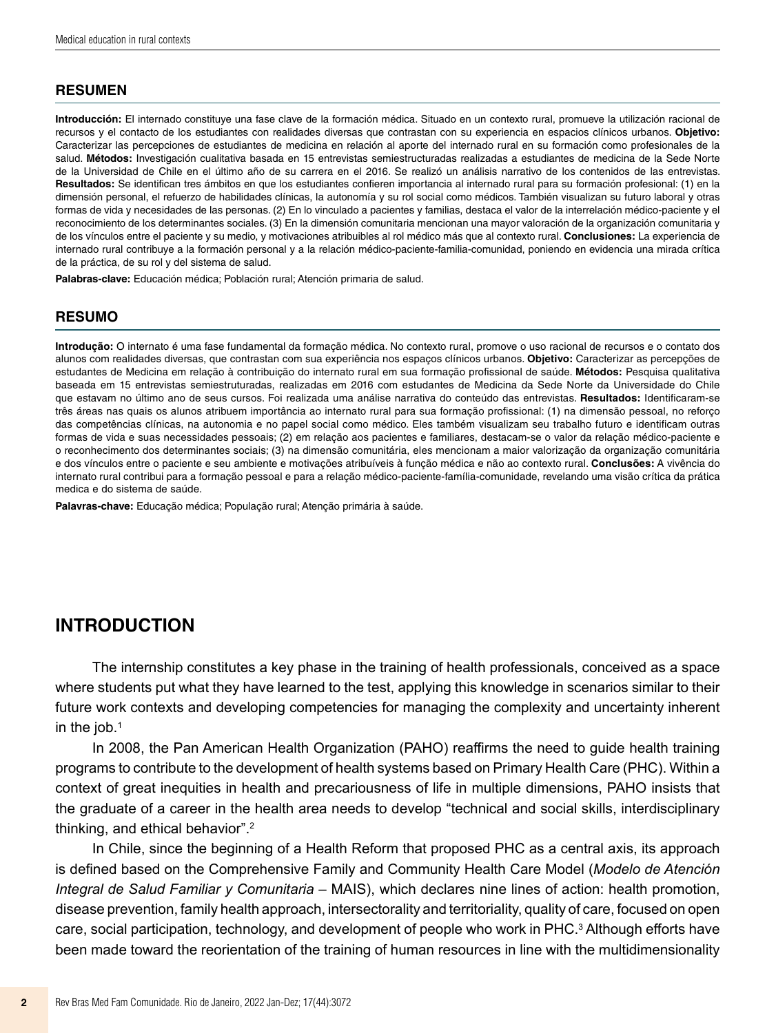## RESUMEN

**Introducción:** El internado constituye una fase clave de la formación médica. Situado en un contexto rural, promueve la utilización racional de recursos y el contacto de los estudiantes con realidades diversas que contrastan con su experiencia en espacios clínicos urbanos. **Objetivo:** Caracterizar las percepciones de estudiantes de medicina en relación al aporte del internado rural en su formación como profesionales de la salud. **Métodos:** Investigación cualitativa basada en 15 entrevistas semiestructuradas realizadas a estudiantes de medicina de la Sede Norte de la Universidad de Chile en el último año de su carrera en el 2016. Se realizó un análisis narrativo de los contenidos de las entrevistas. **Resultados:** Se identifican tres ámbitos en que los estudiantes confieren importancia al internado rural para su formación profesional: (1) en la dimensión personal, el refuerzo de habilidades clínicas, la autonomía y su rol social como médicos. También visualizan su futuro laboral y otras formas de vida y necesidades de las personas. (2) En lo vinculado a pacientes y familias, destaca el valor de la interrelación médico-paciente y el reconocimiento de los determinantes sociales. (3) En la dimensión comunitaria mencionan una mayor valoración de la organización comunitaria y de los vínculos entre el paciente y su medio, y motivaciones atribuibles al rol médico más que al contexto rural. **Conclusiones:** La experiencia de internado rural contribuye a la formación personal y a la relación médico-paciente-familia-comunidad, poniendo en evidencia una mirada crítica de la práctica, de su rol y del sistema de salud.

**Palabras-clave:** Educación médica; Población rural; Atención primaria de salud.

## RESUMO

**Introdução:** O internato é uma fase fundamental da formação médica. No contexto rural, promove o uso racional de recursos e o contato dos alunos com realidades diversas, que contrastan com sua experiência nos espaços clínicos urbanos. **Objetivo:** Caracterizar as percepções de estudantes de Medicina em relação à contribuição do internato rural em sua formação profissional de saúde. **Métodos:** Pesquisa qualitativa baseada em 15 entrevistas semiestruturadas, realizadas em 2016 com estudantes de Medicina da Sede Norte da Universidade do Chile que estavam no último ano de seus cursos. Foi realizada uma análise narrativa do conteúdo das entrevistas. **Resultados:** Identificaram-se três áreas nas quais os alunos atribuem importância ao internato rural para sua formação profissional: (1) na dimensão pessoal, no reforço das competências clínicas, na autonomia e no papel social como médico. Eles também visualizam seu trabalho futuro e identificam outras formas de vida e suas necessidades pessoais; (2) em relação aos pacientes e familiares, destacam-se o valor da relação médico-paciente e o reconhecimento dos determinantes sociais; (3) na dimensão comunitária, eles mencionam a maior valorização da organização comunitária e dos vínculos entre o paciente e seu ambiente e motivações atribuíveis à função médica e não ao contexto rural. **Conclusões:** A vivência do internato rural contribui para a formação pessoal e para a relação médico-paciente-família-comunidade, revelando uma visão crítica da prática medica e do sistema de saúde.

**Palavras-chave:** Educação médica; População rural; Atenção primária à saúde.

# INTRODUCTION

The internship constitutes a key phase in the training of health professionals, conceived as a space where students put what they have learned to the test, applying this knowledge in scenarios similar to their future work contexts and developing competencies for managing the complexity and uncertainty inherent in the job.[1]

In 2008, the Pan American Health Organization (PAHO) reaffirms the need to guide health training programs to contribute to the development of health systems based on Primary Health Care (PHC). Within a context of great inequities in health and precariousness of life in multiple dimensions, PAHO insists that the graduate of a career in the health area needs to develop "technical and social skills, interdisciplinary thinking, and ethical behavior".[2]

In Chile, since the beginning of a Health Reform that proposed PHC as a central axis, its approach is defined based on the Comprehensive Family and Community Health Care Model (*Modelo de Atención Integral de Salud Familiar y Comunitaria* – MAIS), which declares nine lines of action: health promotion, disease prevention, family health approach, intersectorality and territoriality, quality of care, focused on open care, social participation, technology, and development of people who work in PHC.[3] Although efforts have been made toward the reorientation of the training of human resources in line with the multidimensionality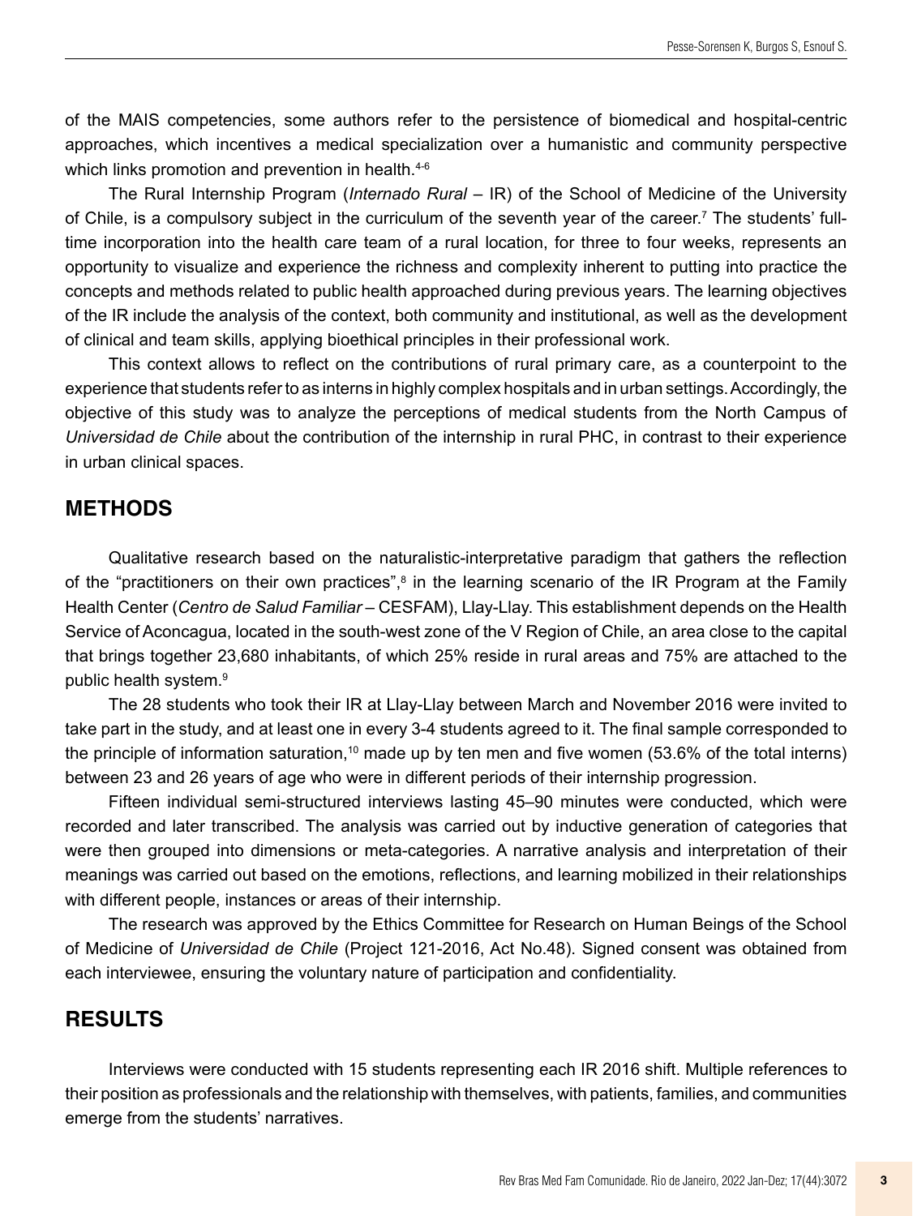of the MAIS competencies, some authors refer to the persistence of biomedical and hospital-centric approaches, which incentives a medical specialization over a humanistic and community perspective which links promotion and prevention in health.[4-6]

The Rural Internship Program (*Internado Rural* – IR) of the School of Medicine of the University of Chile, is a compulsory subject in the curriculum of the seventh year of the career.[7] The students' full-time incorporation into the health care team of a rural location, for three to four weeks, represents an opportunity to visualize and experience the richness and complexity inherent to putting into practice the concepts and methods related to public health approached during previous years. The learning objectives of the IR include the analysis of the context, both community and institutional, as well as the development of clinical and team skills, applying bioethical principles in their professional work.

This context allows to reflect on the contributions of rural primary care, as a counterpoint to the experience that students refer to as interns in highly complex hospitals and in urban settings. Accordingly, the objective of this study was to analyze the perceptions of medical students from the North Campus of *Universidad de Chile* about the contribution of the internship in rural PHC, in contrast to their experience in urban clinical spaces.

## METHODS

Qualitative research based on the naturalistic-interpretative paradigm that gathers the reflection of the "practitioners on their own practices",[8] in the learning scenario of the IR Program at the Family Health Center (*Centro de Salud Familiar* – CESFAM), Llay-Llay. This establishment depends on the Health Service of Aconcagua, located in the south-west zone of the V Region of Chile, an area close to the capital that brings together 23,680 inhabitants, of which 25% reside in rural areas and 75% are attached to the public health system.[9]

The 28 students who took their IR at Llay-Llay between March and November 2016 were invited to take part in the study, and at least one in every 3-4 students agreed to it. The final sample corresponded to the principle of information saturation,[10] made up by ten men and five women (53.6% of the total interns) between 23 and 26 years of age who were in different periods of their internship progression.

Fifteen individual semi-structured interviews lasting 45–90 minutes were conducted, which were recorded and later transcribed. The analysis was carried out by inductive generation of categories that were then grouped into dimensions or meta-categories. A narrative analysis and interpretation of their meanings was carried out based on the emotions, reflections, and learning mobilized in their relationships with different people, instances or areas of their internship.

The research was approved by the Ethics Committee for Research on Human Beings of the School of Medicine of *Universidad de Chile* (Project 121-2016, Act No.48). Signed consent was obtained from each interviewee, ensuring the voluntary nature of participation and confidentiality.

## RESULTS

Interviews were conducted with 15 students representing each IR 2016 shift. Multiple references to their position as professionals and the relationship with themselves, with patients, families, and communities emerge from the students' narratives.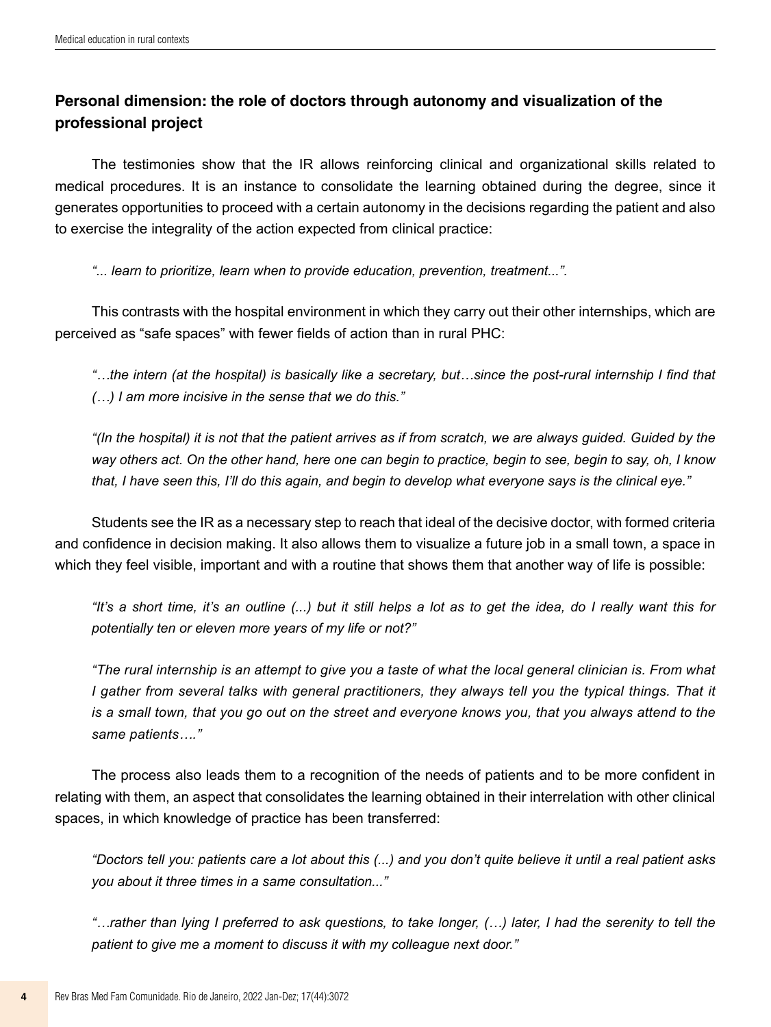## Personal dimension: the role of doctors through autonomy and visualization of the professional project

The testimonies show that the IR allows reinforcing clinical and organizational skills related to medical procedures. It is an instance to consolidate the learning obtained during the degree, since it generates opportunities to proceed with a certain autonomy in the decisions regarding the patient and also to exercise the integrality of the action expected from clinical practice:

*"... learn to prioritize, learn when to provide education, prevention, treatment...".*

This contrasts with the hospital environment in which they carry out their other internships, which are perceived as "safe spaces" with fewer fields of action than in rural PHC:

*"…the intern (at the hospital) is basically like a secretary, but…since the post-rural internship I find that (…) I am more incisive in the sense that we do this."*

*"(In the hospital) it is not that the patient arrives as if from scratch, we are always guided. Guided by the way others act. On the other hand, here one can begin to practice, begin to see, begin to say, oh, I know that, I have seen this, I'll do this again, and begin to develop what everyone says is the clinical eye."*

Students see the IR as a necessary step to reach that ideal of the decisive doctor, with formed criteria and confidence in decision making. It also allows them to visualize a future job in a small town, a space in which they feel visible, important and with a routine that shows them that another way of life is possible:

*"It's a short time, it's an outline (...) but it still helps a lot as to get the idea, do I really want this for potentially ten or eleven more years of my life or not?"*

*"The rural internship is an attempt to give you a taste of what the local general clinician is. From what I gather from several talks with general practitioners, they always tell you the typical things. That it is a small town, that you go out on the street and everyone knows you, that you always attend to the same patients…."*

The process also leads them to a recognition of the needs of patients and to be more confident in relating with them, an aspect that consolidates the learning obtained in their interrelation with other clinical spaces, in which knowledge of practice has been transferred:

*"Doctors tell you: patients care a lot about this (...) and you don't quite believe it until a real patient asks you about it three times in a same consultation..."*

*"…rather than lying I preferred to ask questions, to take longer, (…) later, I had the serenity to tell the patient to give me a moment to discuss it with my colleague next door."*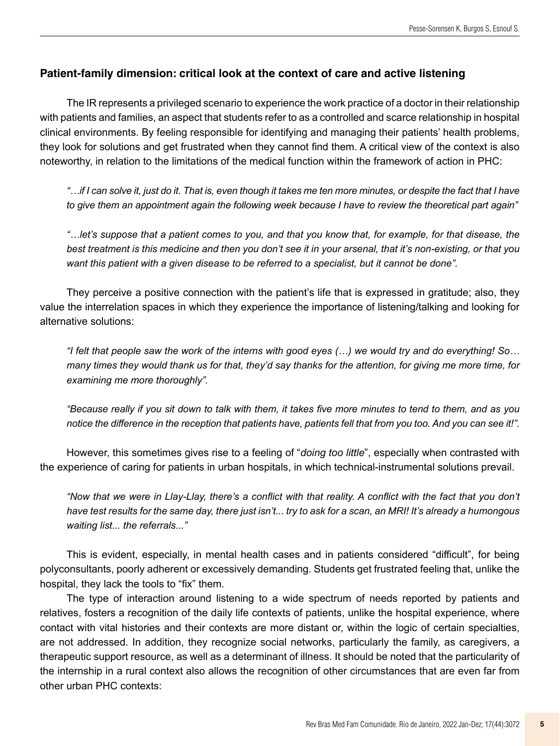### Patient-family dimension: critical look at the context of care and active listening

The IR represents a privileged scenario to experience the work practice of a doctor in their relationship with patients and families, an aspect that students refer to as a controlled and scarce relationship in hospital clinical environments. By feeling responsible for identifying and managing their patients' health problems, they look for solutions and get frustrated when they cannot find them. A critical view of the context is also noteworthy, in relation to the limitations of the medical function within the framework of action in PHC:

> *"…if I can solve it, just do it. That is, even though it takes me ten more minutes, or despite the fact that I have to give them an appointment again the following week because I have to review the theoretical part again"*

> *"…let's suppose that a patient comes to you, and that you know that, for example, for that disease, the best treatment is this medicine and then you don't see it in your arsenal, that it's non-existing, or that you want this patient with a given disease to be referred to a specialist, but it cannot be done".*

They perceive a positive connection with the patient's life that is expressed in gratitude; also, they value the interrelation spaces in which they experience the importance of listening/talking and looking for alternative solutions:

> *"I felt that people saw the work of the interns with good eyes (…) we would try and do everything! So… many times they would thank us for that, they'd say thanks for the attention, for giving me more time, for examining me more thoroughly".*

> *"Because really if you sit down to talk with them, it takes five more minutes to tend to them, and as you notice the difference in the reception that patients have, patients fell that from you too. And you can see it!".*

However, this sometimes gives rise to a feeling of "*doing too little*", especially when contrasted with the experience of caring for patients in urban hospitals, in which technical-instrumental solutions prevail.

> *"Now that we were in Llay-Llay, there's a conflict with that reality. A conflict with the fact that you don't have test results for the same day, there just isn't... try to ask for a scan, an MRI! It's already a humongous waiting list... the referrals..."*

This is evident, especially, in mental health cases and in patients considered "difficult", for being polyconsultants, poorly adherent or excessively demanding. Students get frustrated feeling that, unlike the hospital, they lack the tools to "fix" them.

The type of interaction around listening to a wide spectrum of needs reported by patients and relatives, fosters a recognition of the daily life contexts of patients, unlike the hospital experience, where contact with vital histories and their contexts are more distant or, within the logic of certain specialties, are not addressed. In addition, they recognize social networks, particularly the family, as caregivers, a therapeutic support resource, as well as a determinant of illness. It should be noted that the particularity of the internship in a rural context also allows the recognition of other circumstances that are even far from other urban PHC contexts: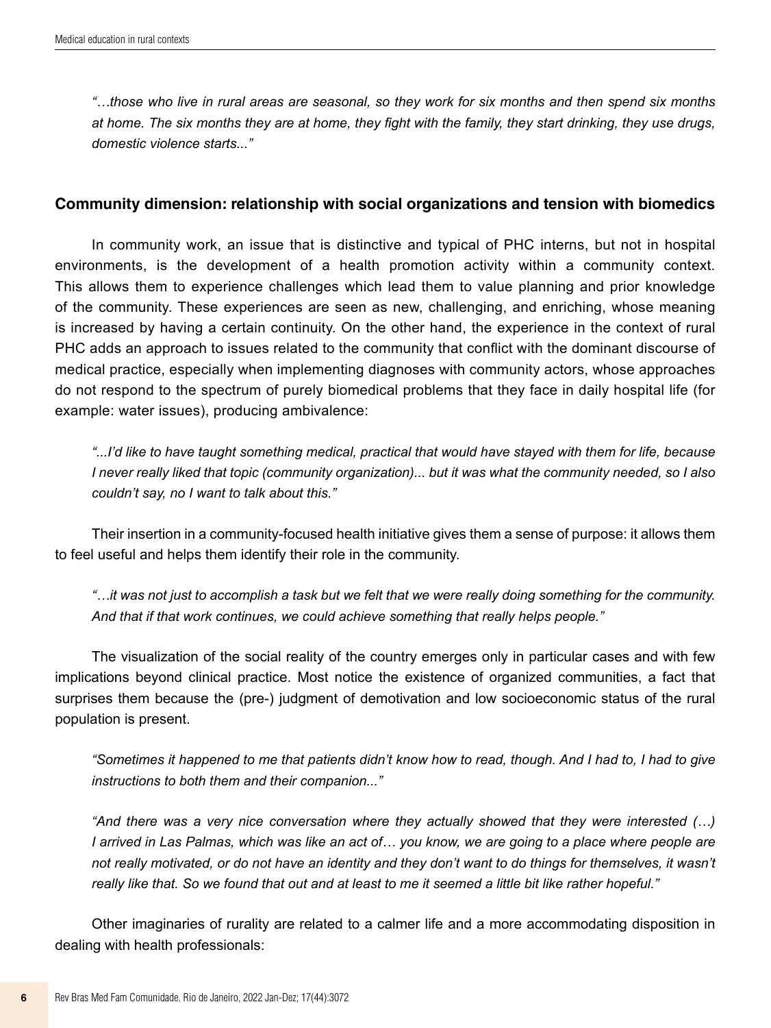*"…those who live in rural areas are seasonal, so they work for six months and then spend six months at home. The six months they are at home, they fight with the family, they start drinking, they use drugs, domestic violence starts..."*

### Community dimension: relationship with social organizations and tension with biomedics

In community work, an issue that is distinctive and typical of PHC interns, but not in hospital environments, is the development of a health promotion activity within a community context. This allows them to experience challenges which lead them to value planning and prior knowledge of the community. These experiences are seen as new, challenging, and enriching, whose meaning is increased by having a certain continuity. On the other hand, the experience in the context of rural PHC adds an approach to issues related to the community that conflict with the dominant discourse of medical practice, especially when implementing diagnoses with community actors, whose approaches do not respond to the spectrum of purely biomedical problems that they face in daily hospital life (for example: water issues), producing ambivalence:

*"...I'd like to have taught something medical, practical that would have stayed with them for life, because I never really liked that topic (community organization)... but it was what the community needed, so I also couldn't say, no I want to talk about this."*

Their insertion in a community-focused health initiative gives them a sense of purpose: it allows them to feel useful and helps them identify their role in the community.

*"…it was not just to accomplish a task but we felt that we were really doing something for the community. And that if that work continues, we could achieve something that really helps people."*

The visualization of the social reality of the country emerges only in particular cases and with few implications beyond clinical practice. Most notice the existence of organized communities, a fact that surprises them because the (pre-) judgment of demotivation and low socioeconomic status of the rural population is present.

*"Sometimes it happened to me that patients didn't know how to read, though. And I had to, I had to give instructions to both them and their companion..."*

*"And there was a very nice conversation where they actually showed that they were interested (…) I arrived in Las Palmas, which was like an act of… you know, we are going to a place where people are not really motivated, or do not have an identity and they don't want to do things for themselves, it wasn't really like that. So we found that out and at least to me it seemed a little bit like rather hopeful."*

Other imaginaries of rurality are related to a calmer life and a more accommodating disposition in dealing with health professionals: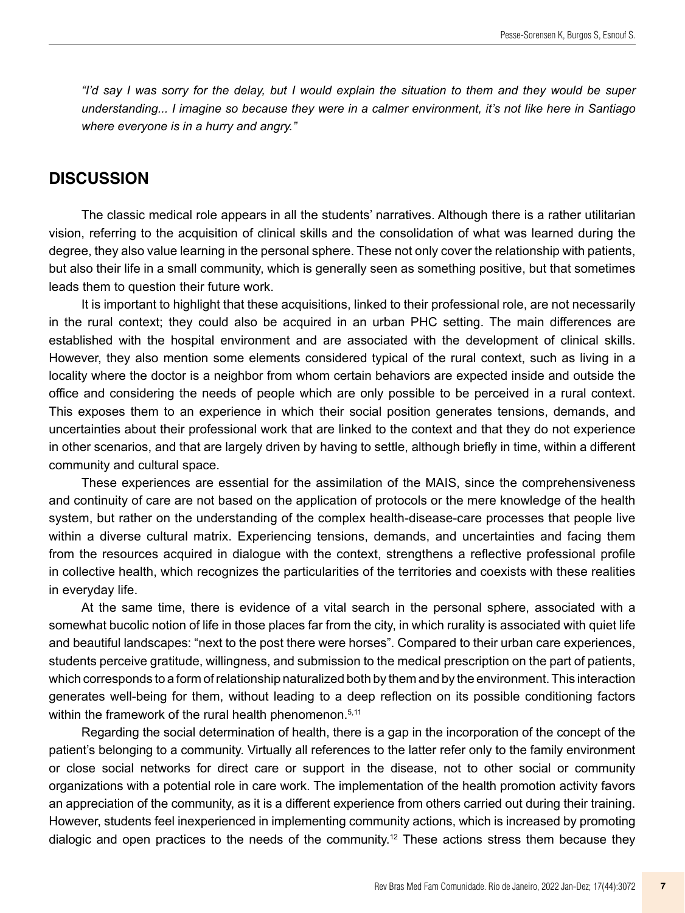*"I'd say I was sorry for the delay, but I would explain the situation to them and they would be super understanding... I imagine so because they were in a calmer environment, it's not like here in Santiago where everyone is in a hurry and angry."*

## DISCUSSION

The classic medical role appears in all the students' narratives. Although there is a rather utilitarian vision, referring to the acquisition of clinical skills and the consolidation of what was learned during the degree, they also value learning in the personal sphere. These not only cover the relationship with patients, but also their life in a small community, which is generally seen as something positive, but that sometimes leads them to question their future work.

It is important to highlight that these acquisitions, linked to their professional role, are not necessarily in the rural context; they could also be acquired in an urban PHC setting. The main differences are established with the hospital environment and are associated with the development of clinical skills. However, they also mention some elements considered typical of the rural context, such as living in a locality where the doctor is a neighbor from whom certain behaviors are expected inside and outside the office and considering the needs of people which are only possible to be perceived in a rural context. This exposes them to an experience in which their social position generates tensions, demands, and uncertainties about their professional work that are linked to the context and that they do not experience in other scenarios, and that are largely driven by having to settle, although briefly in time, within a different community and cultural space.

These experiences are essential for the assimilation of the MAIS, since the comprehensiveness and continuity of care are not based on the application of protocols or the mere knowledge of the health system, but rather on the understanding of the complex health-disease-care processes that people live within a diverse cultural matrix. Experiencing tensions, demands, and uncertainties and facing them from the resources acquired in dialogue with the context, strengthens a reflective professional profile in collective health, which recognizes the particularities of the territories and coexists with these realities in everyday life.

At the same time, there is evidence of a vital search in the personal sphere, associated with a somewhat bucolic notion of life in those places far from the city, in which rurality is associated with quiet life and beautiful landscapes: "next to the post there were horses". Compared to their urban care experiences, students perceive gratitude, willingness, and submission to the medical prescription on the part of patients, which corresponds to a form of relationship naturalized both by them and by the environment. This interaction generates well-being for them, without leading to a deep reflection on its possible conditioning factors within the framework of the rural health phenomenon.[5,11]

Regarding the social determination of health, there is a gap in the incorporation of the concept of the patient's belonging to a community. Virtually all references to the latter refer only to the family environment or close social networks for direct care or support in the disease, not to other social or community organizations with a potential role in care work. The implementation of the health promotion activity favors an appreciation of the community, as it is a different experience from others carried out during their training. However, students feel inexperienced in implementing community actions, which is increased by promoting dialogic and open practices to the needs of the community.[12] These actions stress them because they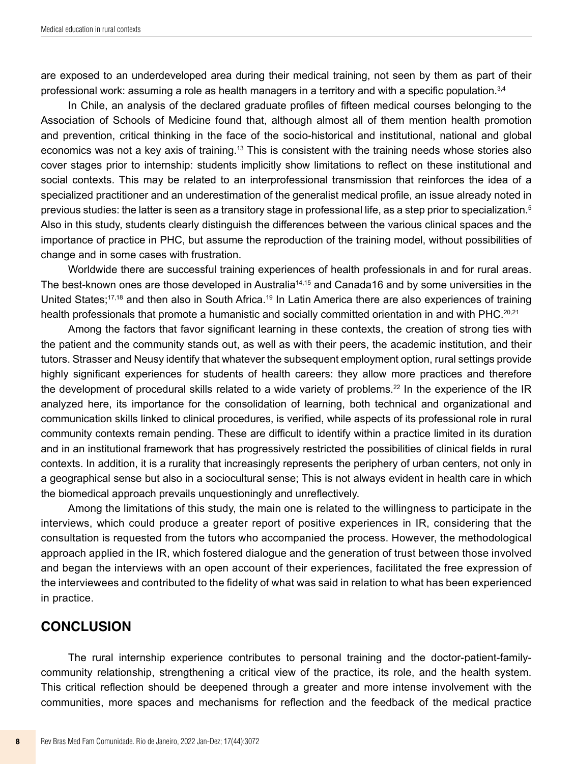are exposed to an underdeveloped area during their medical training, not seen by them as part of their professional work: assuming a role as health managers in a territory and with a specific population.[3,4]

In Chile, an analysis of the declared graduate profiles of fifteen medical courses belonging to the Association of Schools of Medicine found that, although almost all of them mention health promotion and prevention, critical thinking in the face of the socio-historical and institutional, national and global economics was not a key axis of training.[13] This is consistent with the training needs whose stories also cover stages prior to internship: students implicitly show limitations to reflect on these institutional and social contexts. This may be related to an interprofessional transmission that reinforces the idea of a specialized practitioner and an underestimation of the generalist medical profile, an issue already noted in previous studies: the latter is seen as a transitory stage in professional life, as a step prior to specialization.[5] Also in this study, students clearly distinguish the differences between the various clinical spaces and the importance of practice in PHC, but assume the reproduction of the training model, without possibilities of change and in some cases with frustration.

Worldwide there are successful training experiences of health professionals in and for rural areas. The best-known ones are those developed in Australia[14,15] and Canada16 and by some universities in the United States;[17,18] and then also in South Africa.[19] In Latin America there are also experiences of training health professionals that promote a humanistic and socially committed orientation in and with PHC.[20,21]

Among the factors that favor significant learning in these contexts, the creation of strong ties with the patient and the community stands out, as well as with their peers, the academic institution, and their tutors. Strasser and Neusy identify that whatever the subsequent employment option, rural settings provide highly significant experiences for students of health careers: they allow more practices and therefore the development of procedural skills related to a wide variety of problems.[22] In the experience of the IR analyzed here, its importance for the consolidation of learning, both technical and organizational and communication skills linked to clinical procedures, is verified, while aspects of its professional role in rural community contexts remain pending. These are difficult to identify within a practice limited in its duration and in an institutional framework that has progressively restricted the possibilities of clinical fields in rural contexts. In addition, it is a rurality that increasingly represents the periphery of urban centers, not only in a geographical sense but also in a sociocultural sense; This is not always evident in health care in which the biomedical approach prevails unquestioningly and unreflectively.

Among the limitations of this study, the main one is related to the willingness to participate in the interviews, which could produce a greater report of positive experiences in IR, considering that the consultation is requested from the tutors who accompanied the process. However, the methodological approach applied in the IR, which fostered dialogue and the generation of trust between those involved and began the interviews with an open account of their experiences, facilitated the free expression of the interviewees and contributed to the fidelity of what was said in relation to what has been experienced in practice.

## CONCLUSION

The rural internship experience contributes to personal training and the doctor-patient-family-community relationship, strengthening a critical view of the practice, its role, and the health system. This critical reflection should be deepened through a greater and more intense involvement with the communities, more spaces and mechanisms for reflection and the feedback of the medical practice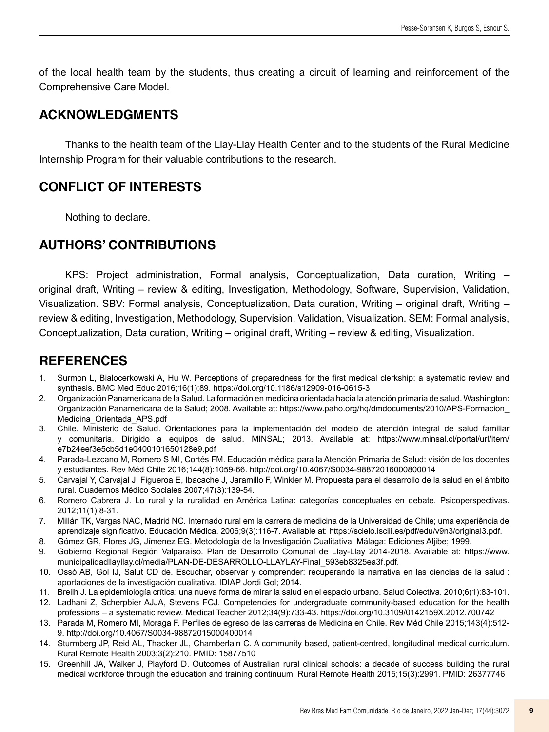of the local health team by the students, thus creating a circuit of learning and reinforcement of the Comprehensive Care Model.

## ACKNOWLEDGMENTS

Thanks to the health team of the Llay-Llay Health Center and to the students of the Rural Medicine Internship Program for their valuable contributions to the research.

## CONFLICT OF INTERESTS

Nothing to declare.

## AUTHORS' CONTRIBUTIONS

KPS: Project administration, Formal analysis, Conceptualization, Data curation, Writing – original draft, Writing – review & editing, Investigation, Methodology, Software, Supervision, Validation, Visualization. SBV: Formal analysis, Conceptualization, Data curation, Writing – original draft, Writing – review & editing, Investigation, Methodology, Supervision, Validation, Visualization. SEM: Formal analysis, Conceptualization, Data curation, Writing – original draft, Writing – review & editing, Visualization.

## REFERENCES

1. Surmon L, Bialocerkowski A, Hu W. Perceptions of preparedness for the first medical clerkship: a systematic review and synthesis. BMC Med Educ 2016;16(1):89. https://doi.org/10.1186/s12909-016-0615-3
2. Organización Panamericana de la Salud. La formación en medicina orientada hacia la atención primaria de salud. Washington: Organización Panamericana de la Salud; 2008. Available at: https://www.paho.org/hq/dmdocuments/2010/APS-Formacion_Medicina_Orientada_APS.pdf
3. Chile. Ministerio de Salud. Orientaciones para la implementación del modelo de atención integral de salud familiar y comunitaria. Dirigido a equipos de salud. MINSAL; 2013. Available at: https://www.minsal.cl/portal/url/item/e7b24eef3e5cb5d1e0400101650128e9.pdf
4. Parada-Lezcano M, Romero S MI, Cortés FM. Educación médica para la Atención Primaria de Salud: visión de los docentes y estudiantes. Rev Méd Chile 2016;144(8):1059-66. http://doi.org/10.4067/S0034-98872016000800014
5. Carvajal Y, Carvajal J, Figueroa E, Ibacache J, Jaramillo F, Winkler M. Propuesta para el desarrollo de la salud en el ámbito rural. Cuadernos Médico Sociales 2007;47(3):139-54.
6. Romero Cabrera J. Lo rural y la ruralidad en América Latina: categorías conceptuales en debate. Psicoperspectivas. 2012;11(1):8-31.
7. Millán TK, Vargas NAC, Madrid NC. Internado rural em la carrera de medicina de la Universidad de Chile; uma experiência de aprendizaje significativo. Educación Médica. 2006;9(3):116-7. Available at: https://scielo.isciii.es/pdf/edu/v9n3/original3.pdf.
8. Gómez GR, Flores JG, Jímenez EG. Metodología de la Investigación Cualitativa. Málaga: Ediciones Aljibe; 1999.
9. Gobierno Regional Región Valparaíso. Plan de Desarrollo Comunal de Llay-Llay 2014-2018. Available at: https://www.municipalidadllayllay.cl/media/PLAN-DE-DESARROLLO-LLAYLAY-Final_593eb8325ea3f.pdf.
10. Ossó AB, Gol IJ, Salut CD de. Escuchar, observar y comprender: recuperando la narrativa en las ciencias de la salud : aportaciones de la investigación cualitativa. IDIAP Jordi Gol; 2014.
11. Breilh J. La epidemiología crítica: una nueva forma de mirar la salud en el espacio urbano. Salud Colectiva. 2010;6(1):83-101.
12. Ladhani Z, Scherpbier AJJA, Stevens FCJ. Competencies for undergraduate community-based education for the health professions – a systematic review. Medical Teacher 2012;34(9):733-43. https://doi.org/10.3109/0142159X.2012.700742
13. Parada M, Romero MI, Moraga F. Perfiles de egreso de las carreras de Medicina en Chile. Rev Méd Chile 2015;143(4):512-9. http://doi.org/10.4067/S0034-98872015000400014
14. Sturmberg JP, Reid AL, Thacker JL, Chamberlain C. A community based, patient-centred, longitudinal medical curriculum. Rural Remote Health 2003;3(2):210. PMID: 15877510
15. Greenhill JA, Walker J, Playford D. Outcomes of Australian rural clinical schools: a decade of success building the rural medical workforce through the education and training continuum. Rural Remote Health 2015;15(3):2991. PMID: 26377746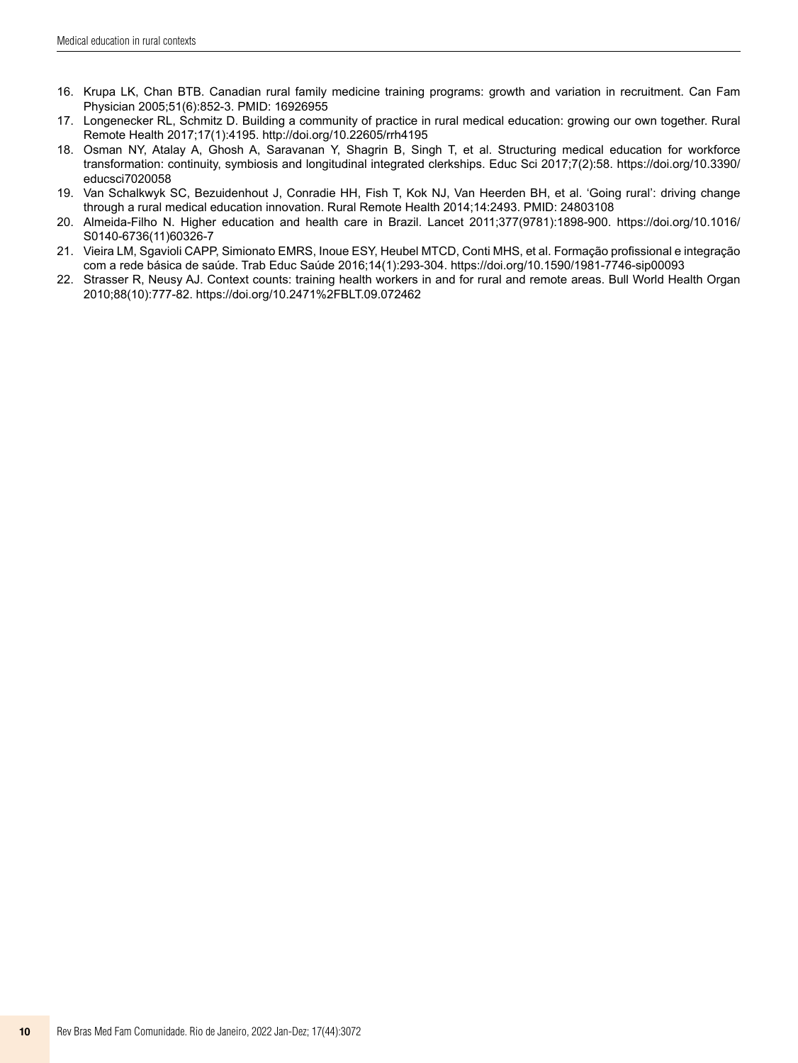16. Krupa LK, Chan BTB. Canadian rural family medicine training programs: growth and variation in recruitment. Can Fam Physician 2005;51(6):852-3. PMID: 16926955
17. Longenecker RL, Schmitz D. Building a community of practice in rural medical education: growing our own together. Rural Remote Health 2017;17(1):4195. http://doi.org/10.22605/rrh4195
18. Osman NY, Atalay A, Ghosh A, Saravanan Y, Shagrin B, Singh T, et al. Structuring medical education for workforce transformation: continuity, symbiosis and longitudinal integrated clerkships. Educ Sci 2017;7(2):58. https://doi.org/10.3390/educsci7020058
19. Van Schalkwyk SC, Bezuidenhout J, Conradie HH, Fish T, Kok NJ, Van Heerden BH, et al. 'Going rural': driving change through a rural medical education innovation. Rural Remote Health 2014;14:2493. PMID: 24803108
20. Almeida-Filho N. Higher education and health care in Brazil. Lancet 2011;377(9781):1898-900. https://doi.org/10.1016/S0140-6736(11)60326-7
21. Vieira LM, Sgavioli CAPP, Simionato EMRS, Inoue ESY, Heubel MTCD, Conti MHS, et al. Formação profissional e integração com a rede básica de saúde. Trab Educ Saúde 2016;14(1):293-304. https://doi.org/10.1590/1981-7746-sip00093
22. Strasser R, Neusy AJ. Context counts: training health workers in and for rural and remote areas. Bull World Health Organ 2010;88(10):777-82. https://doi.org/10.2471%2FBLT.09.072462